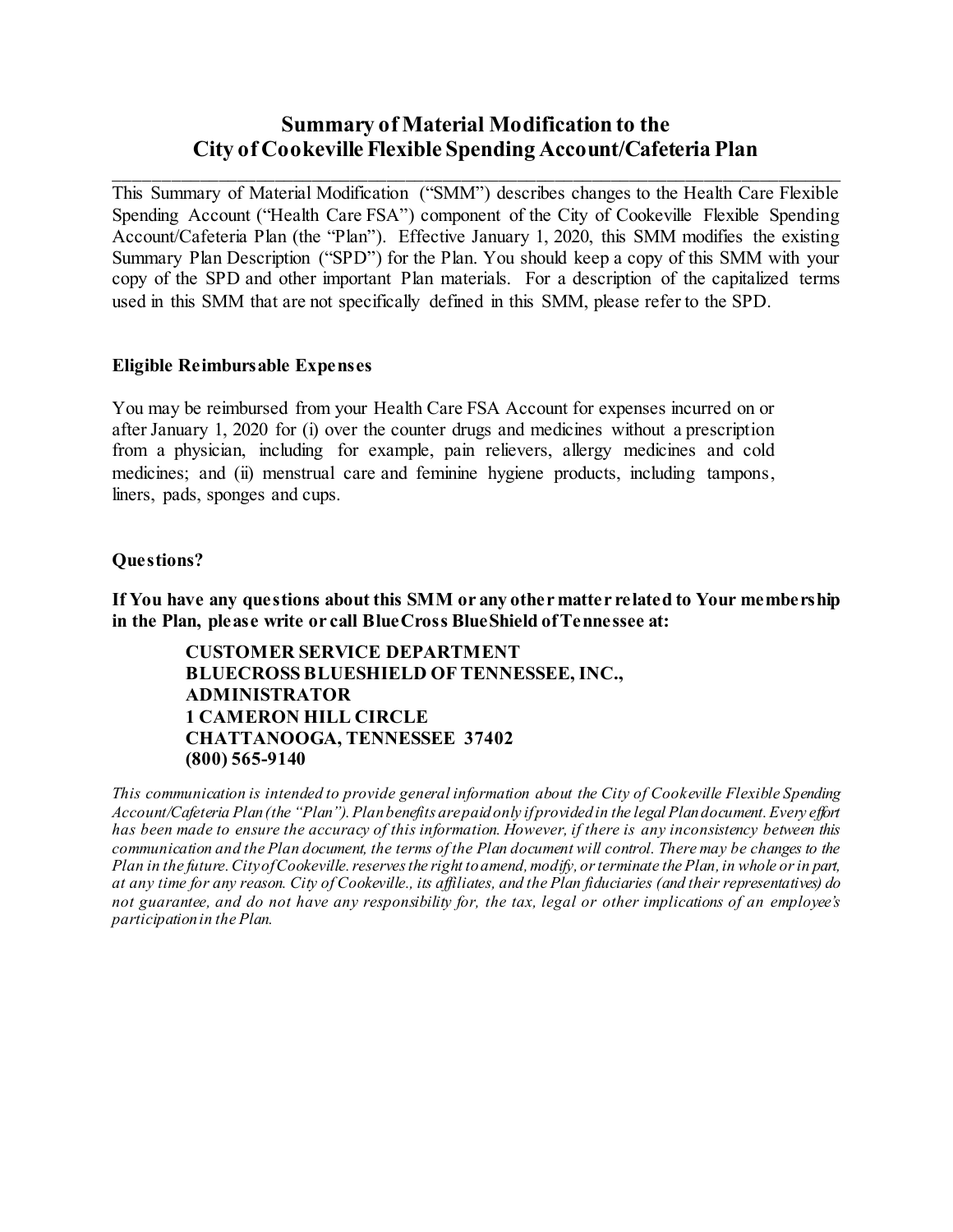# Summary of Material Modification to the City of Cookeville Flexible Spending Account/Cafeteria Plan

---

This Summary of Material Modification ("SMM") describes changes to the Health Care Flexible Spending Account ("Health Care FSA") component of the City of Cookeville Flexible Spending Account/Cafeteria Plan (the "Plan"). Effective January 1, 2020, this SMM modifies the existing Summary Plan Description ("SPD") for the Plan. You should keep a copy of this SMM with your copy of the SPD and other important Plan materials. For a description of the capitalized terms used in this SMM that are not specifically defined in this SMM, please refer to the SPD.

### Eligible Reimbursable Expenses

You may be reimbursed from your Health Care FSA Account for expenses incurred on or after January 1, 2020 for (i) over the counter drugs and medicines without a prescription from a physician, including for example, pain relievers, allergy medicines and cold medicines; and (ii) menstrual care and feminine hygiene products, including tampons, liners, pads, sponges and cups.

### Questions?

**If You have any questions about this SMM or any other matter related to Your membership in the Plan, please write or call BlueCross BlueShield of Tennessee at:**

> **CUSTOMER SERVICE DEPARTMENT**
> **BLUECROSS BLUESHIELD OF TENNESSEE, INC.,**
> **ADMINISTRATOR**
> **1 CAMERON HILL CIRCLE**
> **CHATTANOOGA, TENNESSEE 37402**
> **(800) 565-9140**

*This communication is intended to provide general information about the City of Cookeville Flexible Spending Account/Cafeteria Plan (the "Plan"). Plan benefits are paid only if provided in the legal Plan document. Every effort has been made to ensure the accuracy of this information. However, if there is any inconsistency between this communication and the Plan document, the terms of the Plan document will control. There may be changes to the Plan in the future. City of Cookeville. reserves the right to amend, modify, or terminate the Plan, in whole or in part, at any time for any reason. City of Cookeville., its affiliates, and the Plan fiduciaries (and their representatives) do not guarantee, and do not have any responsibility for, the tax, legal or other implications of an employee's participation in the Plan.*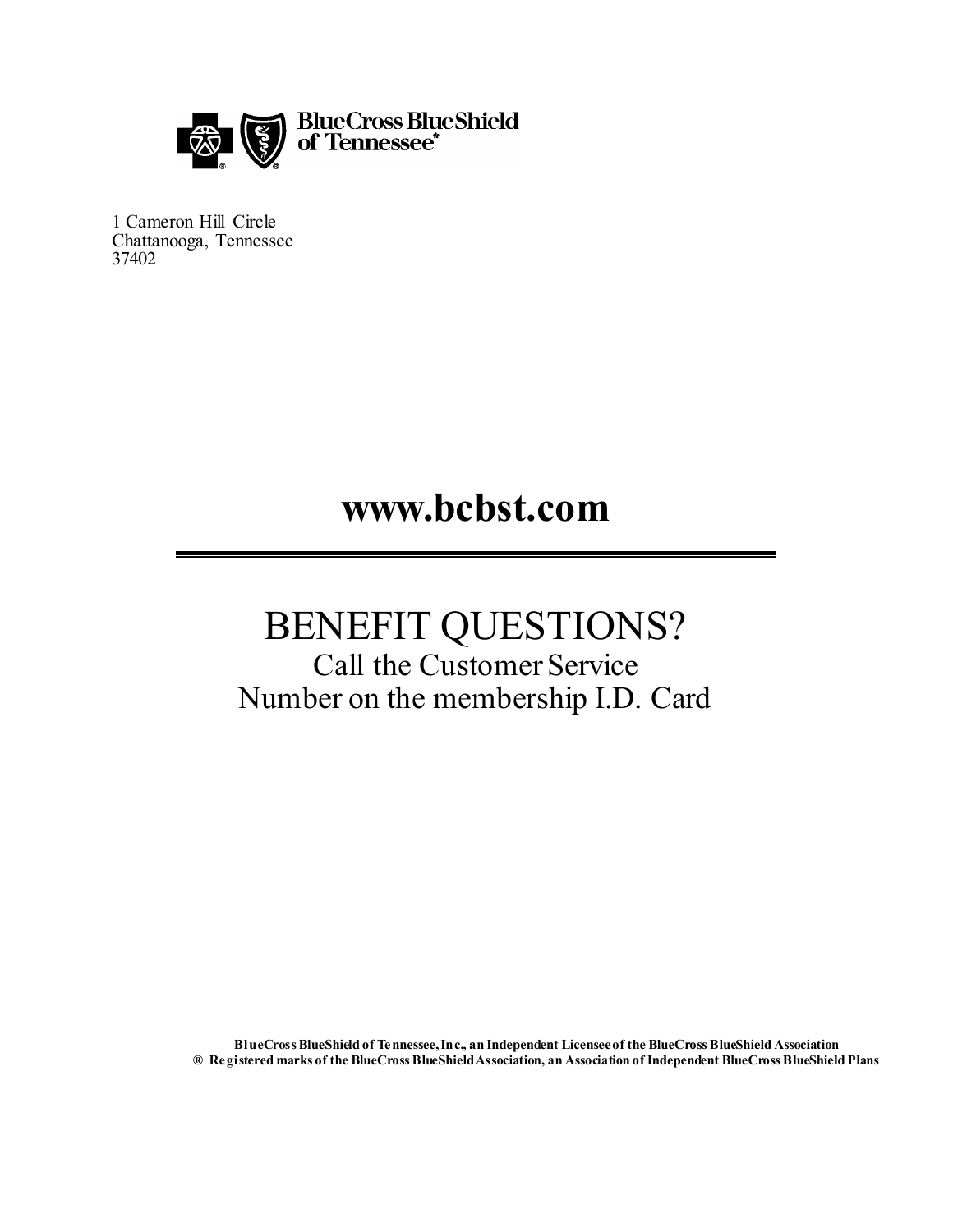BlueCross BlueShield of Tennessee®

1 Cameron Hill Circle
Chattanooga, Tennessee
37402

# www.bcbst.com

---

## BENEFIT QUESTIONS?

Call the Customer Service
Number on the membership I.D. Card

**BlueCross BlueShield of Tennessee, Inc., an Independent Licensee of the BlueCross BlueShield Association**
**® Registered marks of the BlueCross BlueShield Association, an Association of Independent BlueCross BlueShield Plans**